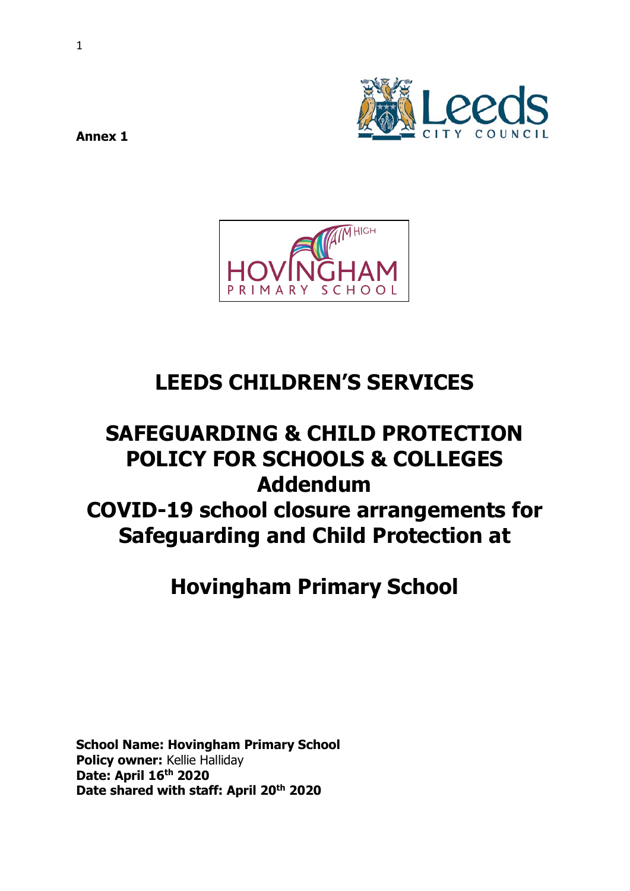**Annex 1**

# LEEDS CHILDREN'S SERVICES

# SAFEGUARDING & CHILD PROTECTION POLICY FOR SCHOOLS & COLLEGES Addendum COVID-19 school closure arrangements for Safeguarding and Child Protection at

# Hovingham Primary School

**School Name: Hovingham Primary School**
**Policy owner:** Kellie Halliday
**Date: April 16th 2020**
**Date shared with staff: April 20th 2020**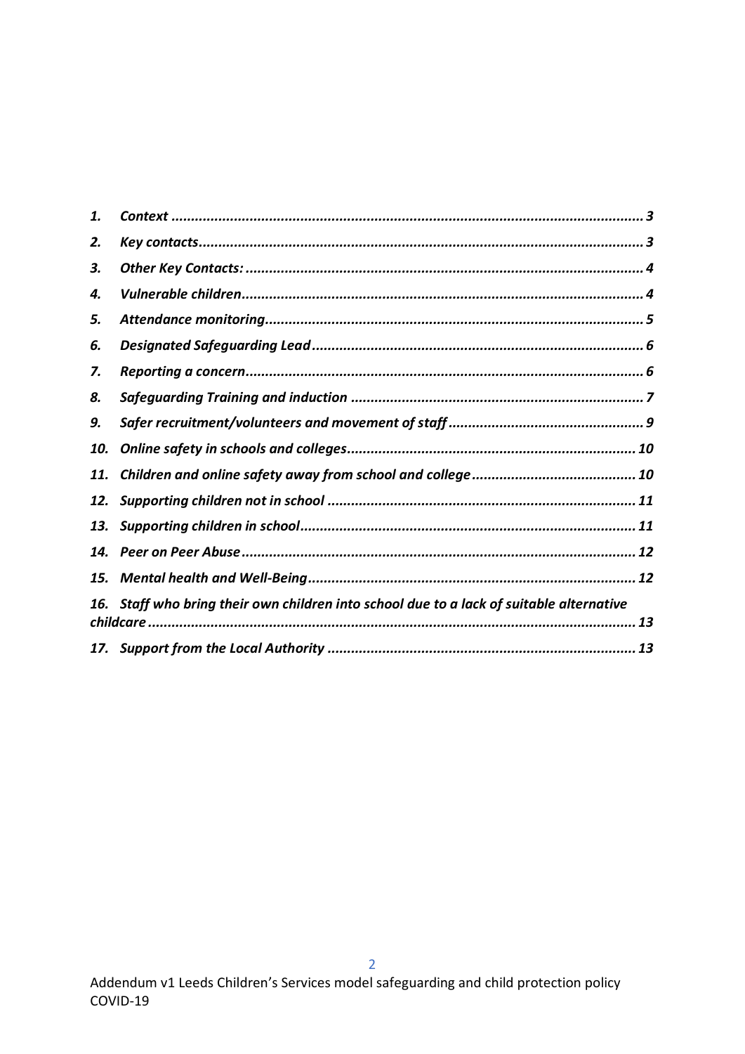1. ***Context*** ........................................................................................................ **3**
2. ***Key contacts*** ................................................................................................. **3**
3. ***Other Key Contacts:*** ..................................................................................... **4**
4. ***Vulnerable children*** ..................................................................................... **4**
5. ***Attendance monitoring*** ................................................................................ **5**
6. ***Designated Safeguarding Lead*** ................................................................... **6**
7. ***Reporting a concern*** ..................................................................................... **6**
8. ***Safeguarding Training and induction*** .......................................................... **7**
9. ***Safer recruitment/volunteers and movement of staff*** ................................. **9**
10. ***Online safety in schools and colleges*** ........................................................ **10**
11. ***Children and online safety away from school and college*** ........................ **10**
12. ***Supporting children not in school*** ............................................................. **11**
13. ***Supporting children in school*** .................................................................... **11**
14. ***Peer on Peer Abuse*** ................................................................................... **12**
15. ***Mental health and Well-Being*** .................................................................. **12**
16. ***Staff who bring their own children into school due to a lack of suitable alternative childcare*** ........................................................................................................ **13**
17. ***Support from the Local Authority*** ............................................................. **13**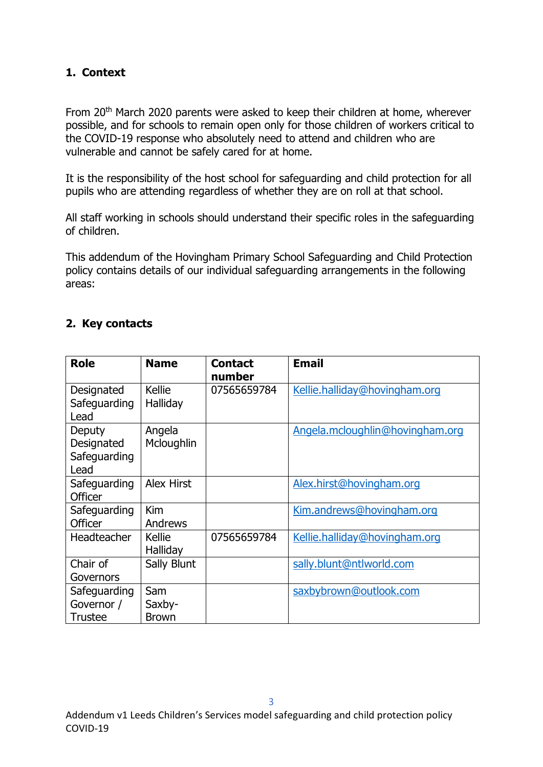## 1. Context

From 20th March 2020 parents were asked to keep their children at home, wherever possible, and for schools to remain open only for those children of workers critical to the COVID-19 response who absolutely need to attend and children who are vulnerable and cannot be safely cared for at home.

It is the responsibility of the host school for safeguarding and child protection for all pupils who are attending regardless of whether they are on roll at that school.

All staff working in schools should understand their specific roles in the safeguarding of children.

This addendum of the Hovingham Primary School Safeguarding and Child Protection policy contains details of our individual safeguarding arrangements in the following areas:

## 2. Key contacts

| Role | Name | Contact number | Email |
|---|---|---|---|
| Designated Safeguarding Lead | Kellie Halliday | 07565659784 | Kellie.halliday@hovingham.org |
| Deputy Designated Safeguarding Lead | Angela Mcloughlin | | Angela.mcloughlin@hovingham.org |
| Safeguarding Officer | Alex Hirst | | Alex.hirst@hovingham.org |
| Safeguarding Officer | Kim Andrews | | Kim.andrews@hovingham.org |
| Headteacher | Kellie Halliday | 07565659784 | Kellie.halliday@hovingham.org |
| Chair of Governors | Sally Blunt | | sally.blunt@ntlworld.com |
| Safeguarding Governor / Trustee | Sam Saxby-Brown | | saxbybrown@outlook.com |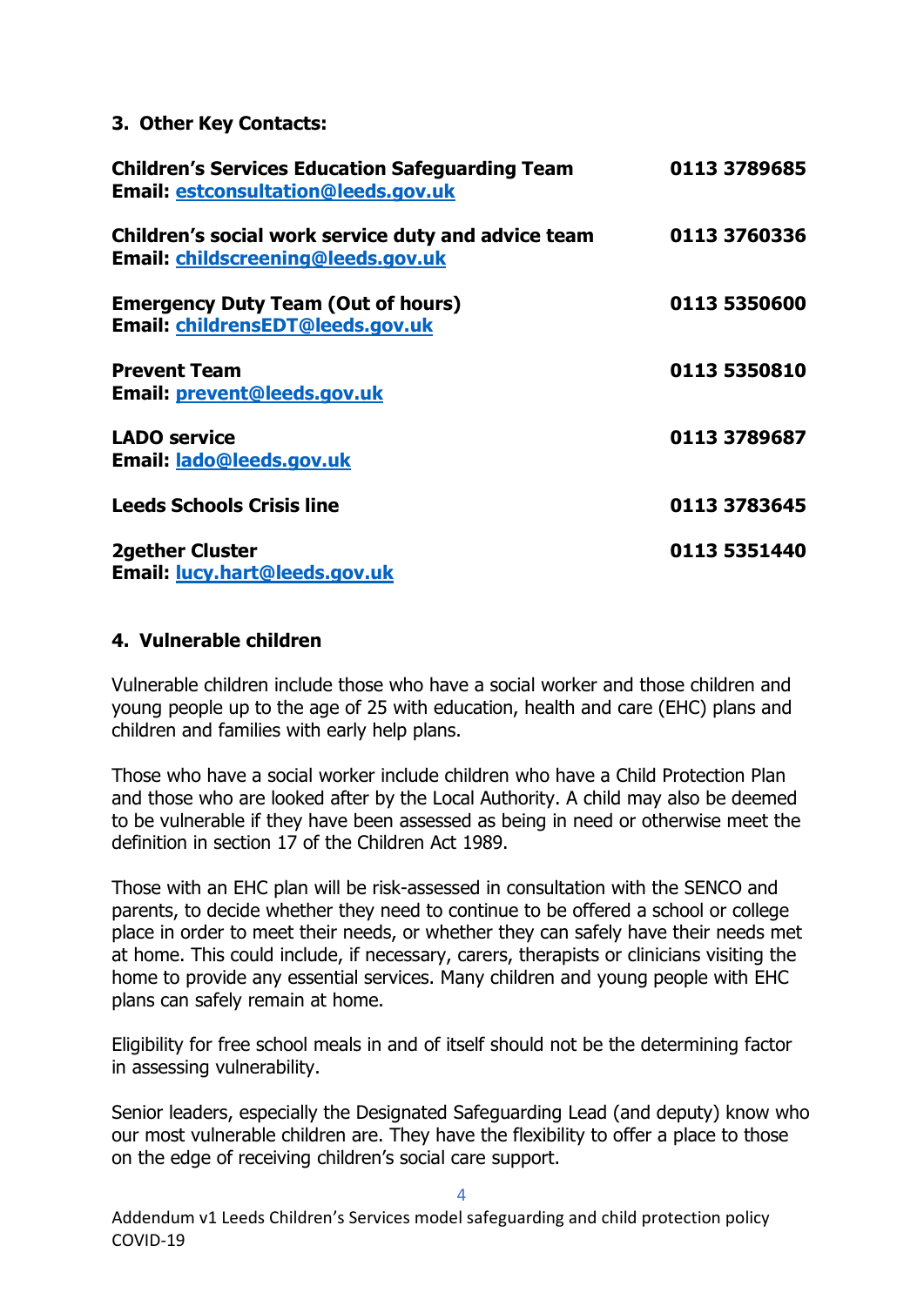### 3. Other Key Contacts:

| Contact | Phone |
|---|---|
| **Children's Services Education Safeguarding Team**<br>**Email: estconsultation@leeds.gov.uk** | **0113 3789685** |
| **Children's social work service duty and advice team**<br>**Email: childscreening@leeds.gov.uk** | **0113 3760336** |
| **Emergency Duty Team (Out of hours)**<br>**Email: childrensEDT@leeds.gov.uk** | **0113 5350600** |
| **Prevent Team**<br>**Email: prevent@leeds.gov.uk** | **0113 5350810** |
| **LADO service**<br>**Email: lado@leeds.gov.uk** | **0113 3789687** |
| **Leeds Schools Crisis line** | **0113 3783645** |
| **2gether Cluster**<br>**Email: lucy.hart@leeds.gov.uk** | **0113 5351440** |

### 4. Vulnerable children

Vulnerable children include those who have a social worker and those children and young people up to the age of 25 with education, health and care (EHC) plans and children and families with early help plans.

Those who have a social worker include children who have a Child Protection Plan and those who are looked after by the Local Authority. A child may also be deemed to be vulnerable if they have been assessed as being in need or otherwise meet the definition in section 17 of the Children Act 1989.

Those with an EHC plan will be risk-assessed in consultation with the SENCO and parents, to decide whether they need to continue to be offered a school or college place in order to meet their needs, or whether they can safely have their needs met at home. This could include, if necessary, carers, therapists or clinicians visiting the home to provide any essential services. Many children and young people with EHC plans can safely remain at home.

Eligibility for free school meals in and of itself should not be the determining factor in assessing vulnerability.

Senior leaders, especially the Designated Safeguarding Lead (and deputy) know who our most vulnerable children are. They have the flexibility to offer a place to those on the edge of receiving children's social care support.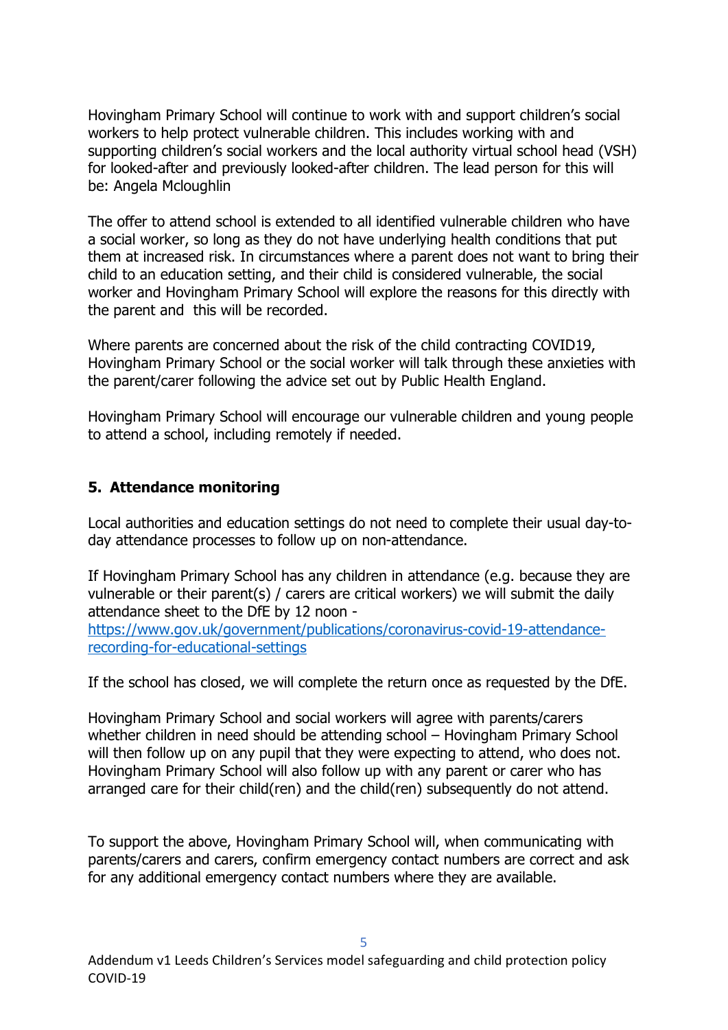Hovingham Primary School will continue to work with and support children's social workers to help protect vulnerable children. This includes working with and supporting children's social workers and the local authority virtual school head (VSH) for looked-after and previously looked-after children. The lead person for this will be: Angela Mcloughlin

The offer to attend school is extended to all identified vulnerable children who have a social worker, so long as they do not have underlying health conditions that put them at increased risk. In circumstances where a parent does not want to bring their child to an education setting, and their child is considered vulnerable, the social worker and Hovingham Primary School will explore the reasons for this directly with the parent and this will be recorded.

Where parents are concerned about the risk of the child contracting COVID19, Hovingham Primary School or the social worker will talk through these anxieties with the parent/carer following the advice set out by Public Health England.

Hovingham Primary School will encourage our vulnerable children and young people to attend a school, including remotely if needed.

## 5. Attendance monitoring

Local authorities and education settings do not need to complete their usual day-to-day attendance processes to follow up on non-attendance.

If Hovingham Primary School has any children in attendance (e.g. because they are vulnerable or their parent(s) / carers are critical workers) we will submit the daily attendance sheet to the DfE by 12 noon - [https://www.gov.uk/government/publications/coronavirus-covid-19-attendance-recording-for-educational-settings](https://www.gov.uk/government/publications/coronavirus-covid-19-attendance-recording-for-educational-settings)

If the school has closed, we will complete the return once as requested by the DfE.

Hovingham Primary School and social workers will agree with parents/carers whether children in need should be attending school – Hovingham Primary School will then follow up on any pupil that they were expecting to attend, who does not. Hovingham Primary School will also follow up with any parent or carer who has arranged care for their child(ren) and the child(ren) subsequently do not attend.

To support the above, Hovingham Primary School will, when communicating with parents/carers and carers, confirm emergency contact numbers are correct and ask for any additional emergency contact numbers where they are available.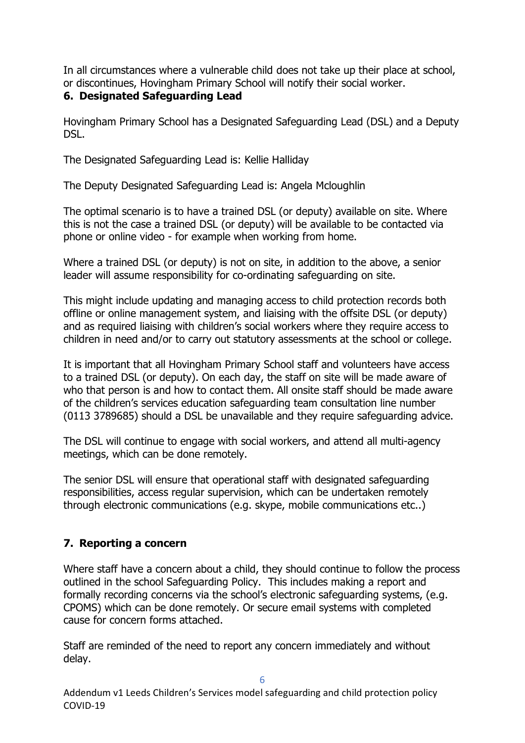In all circumstances where a vulnerable child does not take up their place at school, or discontinues, Hovingham Primary School will notify their social worker.

## 6. Designated Safeguarding Lead

Hovingham Primary School has a Designated Safeguarding Lead (DSL) and a Deputy DSL.

The Designated Safeguarding Lead is: Kellie Halliday

The Deputy Designated Safeguarding Lead is: Angela Mcloughlin

The optimal scenario is to have a trained DSL (or deputy) available on site. Where this is not the case a trained DSL (or deputy) will be available to be contacted via phone or online video - for example when working from home.

Where a trained DSL (or deputy) is not on site, in addition to the above, a senior leader will assume responsibility for co-ordinating safeguarding on site.

This might include updating and managing access to child protection records both offline or online management system, and liaising with the offsite DSL (or deputy) and as required liaising with children's social workers where they require access to children in need and/or to carry out statutory assessments at the school or college.

It is important that all Hovingham Primary School staff and volunteers have access to a trained DSL (or deputy). On each day, the staff on site will be made aware of who that person is and how to contact them. All onsite staff should be made aware of the children's services education safeguarding team consultation line number (0113 3789685) should a DSL be unavailable and they require safeguarding advice.

The DSL will continue to engage with social workers, and attend all multi-agency meetings, which can be done remotely.

The senior DSL will ensure that operational staff with designated safeguarding responsibilities, access regular supervision, which can be undertaken remotely through electronic communications (e.g. skype, mobile communications etc..)

## 7. Reporting a concern

Where staff have a concern about a child, they should continue to follow the process outlined in the school Safeguarding Policy. This includes making a report and formally recording concerns via the school's electronic safeguarding systems, (e.g. CPOMS) which can be done remotely. Or secure email systems with completed cause for concern forms attached.

Staff are reminded of the need to report any concern immediately and without delay.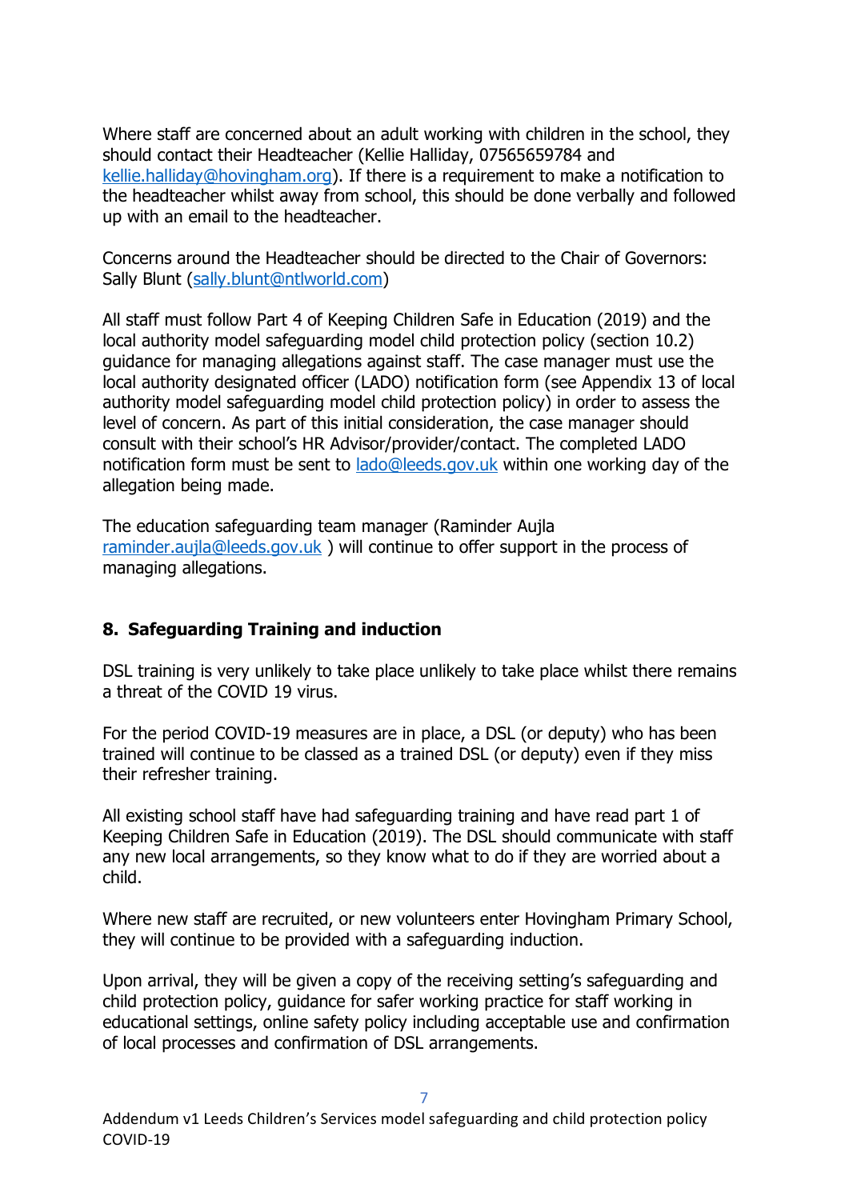Where staff are concerned about an adult working with children in the school, they should contact their Headteacher (Kellie Halliday, 07565659784 and kellie.halliday@hovingham.org). If there is a requirement to make a notification to the headteacher whilst away from school, this should be done verbally and followed up with an email to the headteacher.

Concerns around the Headteacher should be directed to the Chair of Governors: Sally Blunt (sally.blunt@ntlworld.com)

All staff must follow Part 4 of Keeping Children Safe in Education (2019) and the local authority model safeguarding model child protection policy (section 10.2) guidance for managing allegations against staff. The case manager must use the local authority designated officer (LADO) notification form (see Appendix 13 of local authority model safeguarding model child protection policy) in order to assess the level of concern. As part of this initial consideration, the case manager should consult with their school's HR Advisor/provider/contact. The completed LADO notification form must be sent to lado@leeds.gov.uk within one working day of the allegation being made.

The education safeguarding team manager (Raminder Aujla raminder.aujla@leeds.gov.uk ) will continue to offer support in the process of managing allegations.

## 8. Safeguarding Training and induction

DSL training is very unlikely to take place unlikely to take place whilst there remains a threat of the COVID 19 virus.

For the period COVID-19 measures are in place, a DSL (or deputy) who has been trained will continue to be classed as a trained DSL (or deputy) even if they miss their refresher training.

All existing school staff have had safeguarding training and have read part 1 of Keeping Children Safe in Education (2019). The DSL should communicate with staff any new local arrangements, so they know what to do if they are worried about a child.

Where new staff are recruited, or new volunteers enter Hovingham Primary School, they will continue to be provided with a safeguarding induction.

Upon arrival, they will be given a copy of the receiving setting's safeguarding and child protection policy, guidance for safer working practice for staff working in educational settings, online safety policy including acceptable use and confirmation of local processes and confirmation of DSL arrangements.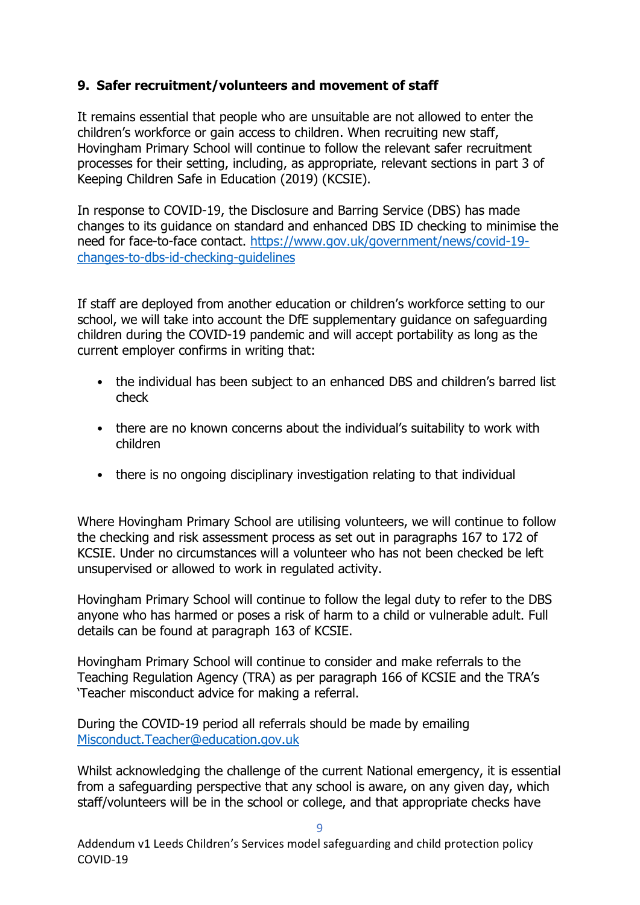## 9. Safer recruitment/volunteers and movement of staff

It remains essential that people who are unsuitable are not allowed to enter the children's workforce or gain access to children. When recruiting new staff, Hovingham Primary School will continue to follow the relevant safer recruitment processes for their setting, including, as appropriate, relevant sections in part 3 of Keeping Children Safe in Education (2019) (KCSIE).

In response to COVID-19, the Disclosure and Barring Service (DBS) has made changes to its guidance on standard and enhanced DBS ID checking to minimise the need for face-to-face contact. [https://www.gov.uk/government/news/covid-19-changes-to-dbs-id-checking-guidelines](https://www.gov.uk/government/news/covid-19-changes-to-dbs-id-checking-guidelines)

If staff are deployed from another education or children's workforce setting to our school, we will take into account the DfE supplementary guidance on safeguarding children during the COVID-19 pandemic and will accept portability as long as the current employer confirms in writing that:

- the individual has been subject to an enhanced DBS and children's barred list check
- there are no known concerns about the individual's suitability to work with children
- there is no ongoing disciplinary investigation relating to that individual

Where Hovingham Primary School are utilising volunteers, we will continue to follow the checking and risk assessment process as set out in paragraphs 167 to 172 of KCSIE. Under no circumstances will a volunteer who has not been checked be left unsupervised or allowed to work in regulated activity.

Hovingham Primary School will continue to follow the legal duty to refer to the DBS anyone who has harmed or poses a risk of harm to a child or vulnerable adult. Full details can be found at paragraph 163 of KCSIE.

Hovingham Primary School will continue to consider and make referrals to the Teaching Regulation Agency (TRA) as per paragraph 166 of KCSIE and the TRA's 'Teacher misconduct advice for making a referral.

During the COVID-19 period all referrals should be made by emailing [Misconduct.Teacher@education.gov.uk](mailto:Misconduct.Teacher@education.gov.uk)

Whilst acknowledging the challenge of the current National emergency, it is essential from a safeguarding perspective that any school is aware, on any given day, which staff/volunteers will be in the school or college, and that appropriate checks have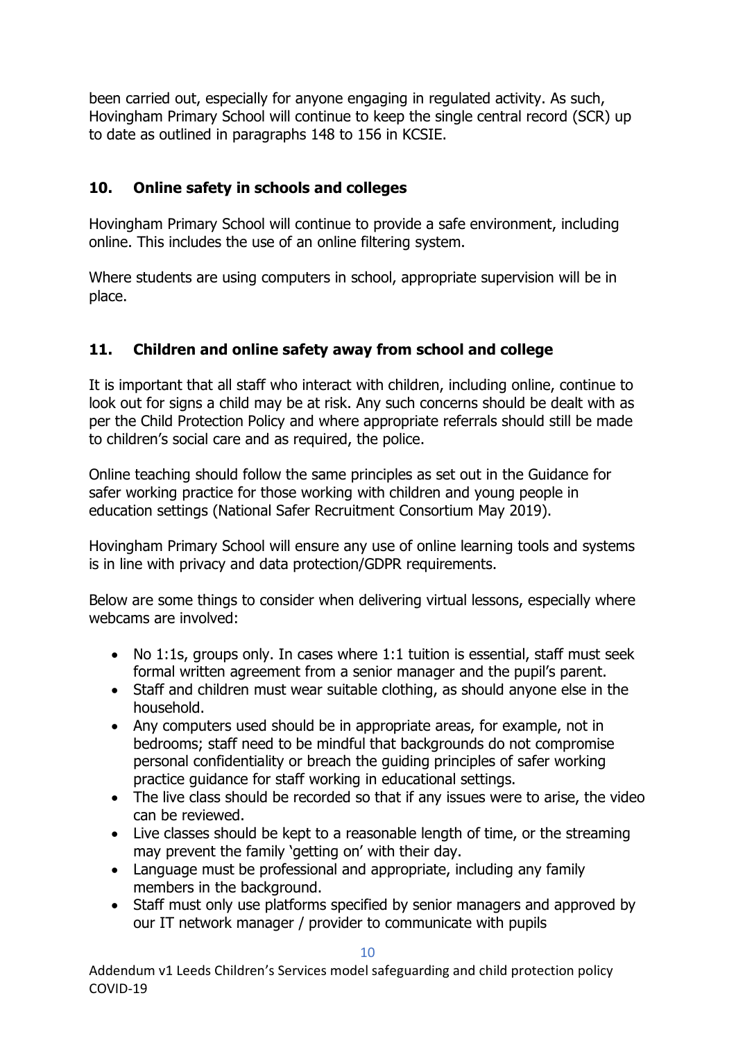been carried out, especially for anyone engaging in regulated activity. As such, Hovingham Primary School will continue to keep the single central record (SCR) up to date as outlined in paragraphs 148 to 156 in KCSIE.

## 10. Online safety in schools and colleges

Hovingham Primary School will continue to provide a safe environment, including online. This includes the use of an online filtering system.

Where students are using computers in school, appropriate supervision will be in place.

## 11. Children and online safety away from school and college

It is important that all staff who interact with children, including online, continue to look out for signs a child may be at risk. Any such concerns should be dealt with as per the Child Protection Policy and where appropriate referrals should still be made to children's social care and as required, the police.

Online teaching should follow the same principles as set out in the Guidance for safer working practice for those working with children and young people in education settings (National Safer Recruitment Consortium May 2019).

Hovingham Primary School will ensure any use of online learning tools and systems is in line with privacy and data protection/GDPR requirements.

Below are some things to consider when delivering virtual lessons, especially where webcams are involved:

- No 1:1s, groups only. In cases where 1:1 tuition is essential, staff must seek formal written agreement from a senior manager and the pupil's parent.
- Staff and children must wear suitable clothing, as should anyone else in the household.
- Any computers used should be in appropriate areas, for example, not in bedrooms; staff need to be mindful that backgrounds do not compromise personal confidentiality or breach the guiding principles of safer working practice guidance for staff working in educational settings.
- The live class should be recorded so that if any issues were to arise, the video can be reviewed.
- Live classes should be kept to a reasonable length of time, or the streaming may prevent the family 'getting on' with their day.
- Language must be professional and appropriate, including any family members in the background.
- Staff must only use platforms specified by senior managers and approved by our IT network manager / provider to communicate with pupils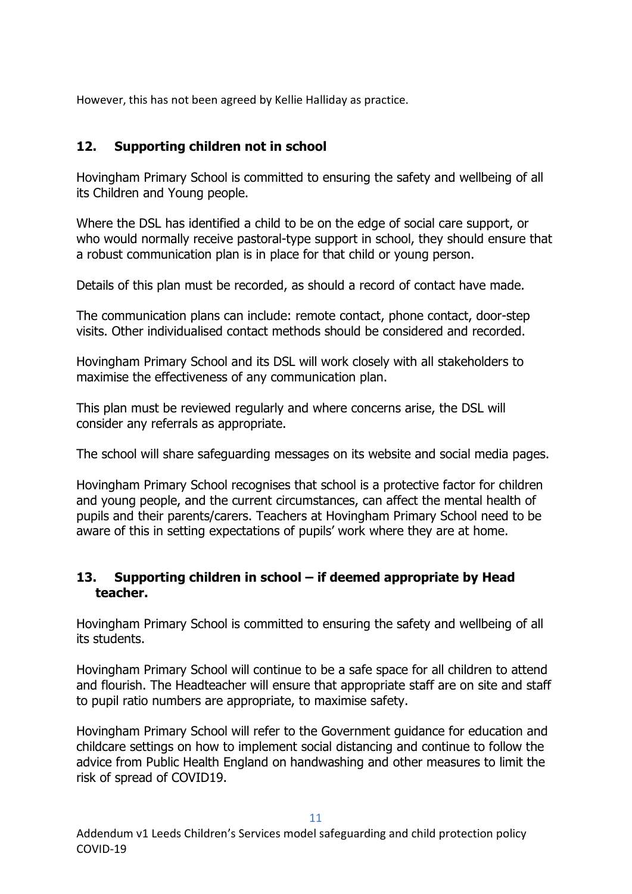However, this has not been agreed by Kellie Halliday as practice.

## 12. Supporting children not in school

Hovingham Primary School is committed to ensuring the safety and wellbeing of all its Children and Young people.

Where the DSL has identified a child to be on the edge of social care support, or who would normally receive pastoral-type support in school, they should ensure that a robust communication plan is in place for that child or young person.

Details of this plan must be recorded, as should a record of contact have made.

The communication plans can include: remote contact, phone contact, door-step visits. Other individualised contact methods should be considered and recorded.

Hovingham Primary School and its DSL will work closely with all stakeholders to maximise the effectiveness of any communication plan.

This plan must be reviewed regularly and where concerns arise, the DSL will consider any referrals as appropriate.

The school will share safeguarding messages on its website and social media pages.

Hovingham Primary School recognises that school is a protective factor for children and young people, and the current circumstances, can affect the mental health of pupils and their parents/carers. Teachers at Hovingham Primary School need to be aware of this in setting expectations of pupils' work where they are at home.

## 13. Supporting children in school – if deemed appropriate by Head teacher.

Hovingham Primary School is committed to ensuring the safety and wellbeing of all its students.

Hovingham Primary School will continue to be a safe space for all children to attend and flourish. The Headteacher will ensure that appropriate staff are on site and staff to pupil ratio numbers are appropriate, to maximise safety.

Hovingham Primary School will refer to the Government guidance for education and childcare settings on how to implement social distancing and continue to follow the advice from Public Health England on handwashing and other measures to limit the risk of spread of COVID19.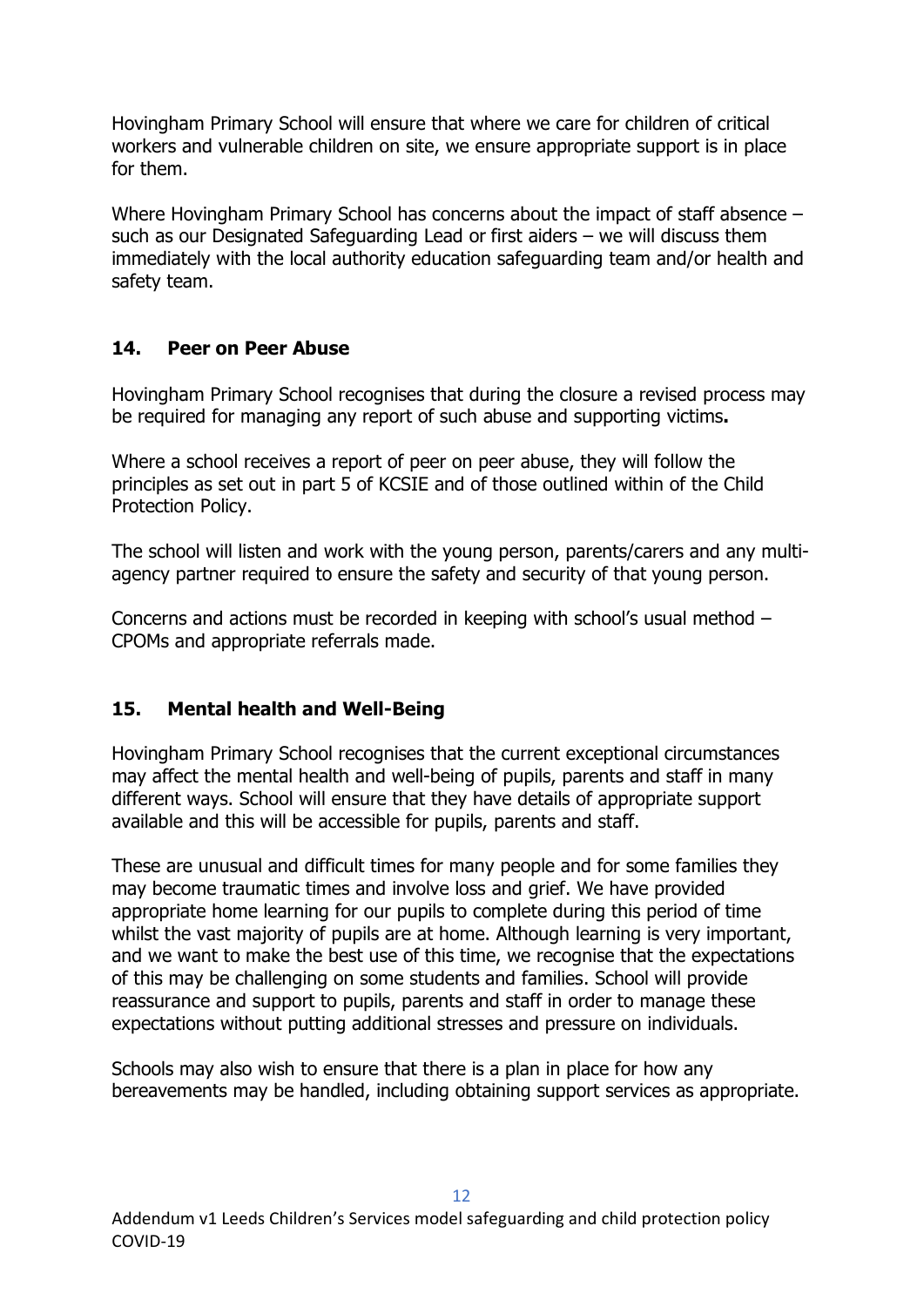Hovingham Primary School will ensure that where we care for children of critical workers and vulnerable children on site, we ensure appropriate support is in place for them.

Where Hovingham Primary School has concerns about the impact of staff absence – such as our Designated Safeguarding Lead or first aiders – we will discuss them immediately with the local authority education safeguarding team and/or health and safety team.

## 14. Peer on Peer Abuse

Hovingham Primary School recognises that during the closure a revised process may be required for managing any report of such abuse and supporting victims**.**

Where a school receives a report of peer on peer abuse, they will follow the principles as set out in part 5 of KCSIE and of those outlined within of the Child Protection Policy.

The school will listen and work with the young person, parents/carers and any multi-agency partner required to ensure the safety and security of that young person.

Concerns and actions must be recorded in keeping with school's usual method – CPOMs and appropriate referrals made.

## 15. Mental health and Well-Being

Hovingham Primary School recognises that the current exceptional circumstances may affect the mental health and well-being of pupils, parents and staff in many different ways. School will ensure that they have details of appropriate support available and this will be accessible for pupils, parents and staff.

These are unusual and difficult times for many people and for some families they may become traumatic times and involve loss and grief. We have provided appropriate home learning for our pupils to complete during this period of time whilst the vast majority of pupils are at home. Although learning is very important, and we want to make the best use of this time, we recognise that the expectations of this may be challenging on some students and families. School will provide reassurance and support to pupils, parents and staff in order to manage these expectations without putting additional stresses and pressure on individuals.

Schools may also wish to ensure that there is a plan in place for how any bereavements may be handled, including obtaining support services as appropriate.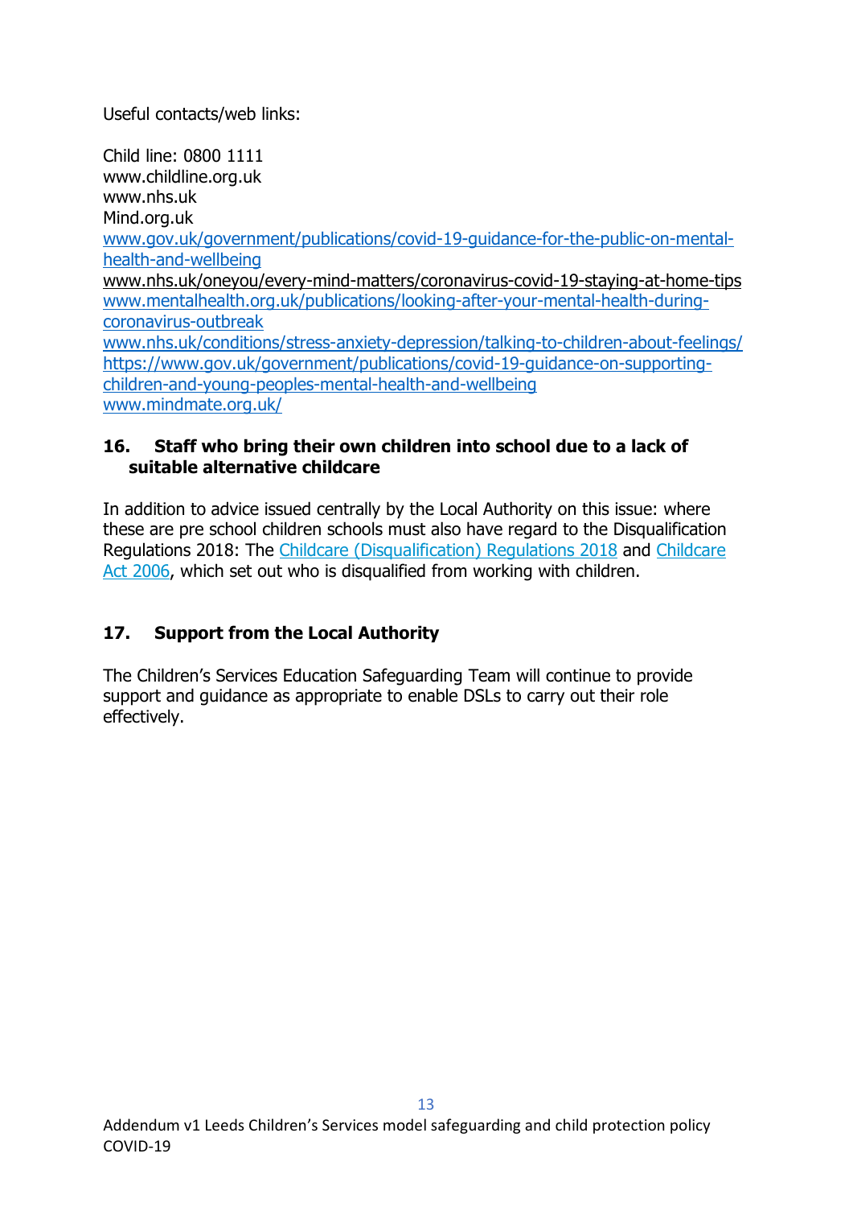Useful contacts/web links:

Child line: 0800 1111  
www.childline.org.uk  
www.nhs.uk  
Mind.org.uk  
www.gov.uk/government/publications/covid-19-guidance-for-the-public-on-mental-health-and-wellbeing  
www.nhs.uk/oneyou/every-mind-matters/coronavirus-covid-19-staying-at-home-tips  
www.mentalhealth.org.uk/publications/looking-after-your-mental-health-during-coronavirus-outbreak  
www.nhs.uk/conditions/stress-anxiety-depression/talking-to-children-about-feelings/  
https://www.gov.uk/government/publications/covid-19-guidance-on-supporting-children-and-young-peoples-mental-health-and-wellbeing  
www.mindmate.org.uk/

## 16. Staff who bring their own children into school due to a lack of suitable alternative childcare

In addition to advice issued centrally by the Local Authority on this issue: where these are pre school children schools must also have regard to the Disqualification Regulations 2018: The Childcare (Disqualification) Regulations 2018 and Childcare Act 2006, which set out who is disqualified from working with children.

## 17. Support from the Local Authority

The Children's Services Education Safeguarding Team will continue to provide support and guidance as appropriate to enable DSLs to carry out their role effectively.